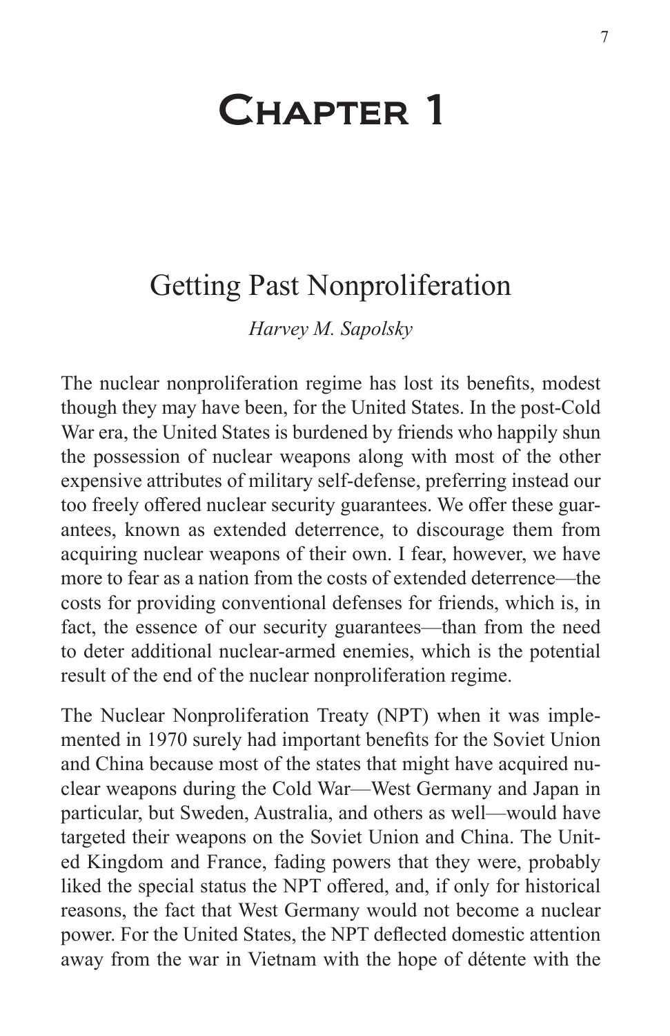# Chapter 1

## Getting Past Nonproliferation

*Harvey M. Sapolsky*

The nuclear nonproliferation regime has lost its benefits, modest though they may have been, for the United States. In the post-Cold War era, the United States is burdened by friends who happily shun the possession of nuclear weapons along with most of the other expensive attributes of military self-defense, preferring instead our too freely offered nuclear security guarantees. We offer these guarantees, known as extended deterrence, to discourage them from acquiring nuclear weapons of their own. I fear, however, we have more to fear as a nation from the costs of extended deterrence—the costs for providing conventional defenses for friends, which is, in fact, the essence of our security guarantees—than from the need to deter additional nuclear-armed enemies, which is the potential result of the end of the nuclear nonproliferation regime.

The Nuclear Nonproliferation Treaty (NPT) when it was implemented in 1970 surely had important benefits for the Soviet Union and China because most of the states that might have acquired nuclear weapons during the Cold War—West Germany and Japan in particular, but Sweden, Australia, and others as well—would have targeted their weapons on the Soviet Union and China. The United Kingdom and France, fading powers that they were, probably liked the special status the NPT offered, and, if only for historical reasons, the fact that West Germany would not become a nuclear power. For the United States, the NPT deflected domestic attention away from the war in Vietnam with the hope of détente with the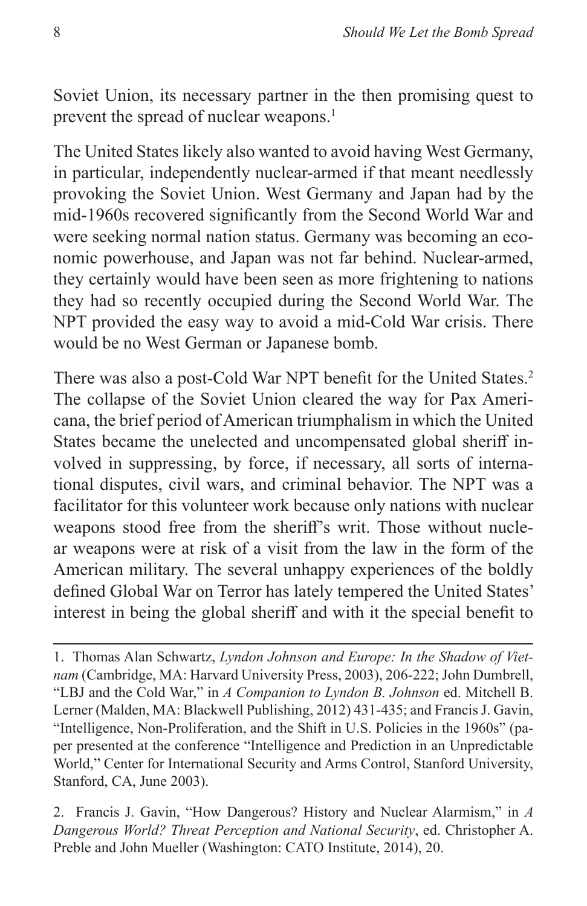Soviet Union, its necessary partner in the then promising quest to prevent the spread of nuclear weapons.[1]

The United States likely also wanted to avoid having West Germany, in particular, independently nuclear-armed if that meant needlessly provoking the Soviet Union. West Germany and Japan had by the mid-1960s recovered significantly from the Second World War and were seeking normal nation status. Germany was becoming an economic powerhouse, and Japan was not far behind. Nuclear-armed, they certainly would have been seen as more frightening to nations they had so recently occupied during the Second World War. The NPT provided the easy way to avoid a mid-Cold War crisis. There would be no West German or Japanese bomb.

There was also a post-Cold War NPT benefit for the United States.[2] The collapse of the Soviet Union cleared the way for Pax Americana, the brief period of American triumphalism in which the United States became the unelected and uncompensated global sheriff involved in suppressing, by force, if necessary, all sorts of international disputes, civil wars, and criminal behavior. The NPT was a facilitator for this volunteer work because only nations with nuclear weapons stood free from the sheriff's writ. Those without nuclear weapons were at risk of a visit from the law in the form of the American military. The several unhappy experiences of the boldly defined Global War on Terror has lately tempered the United States' interest in being the global sheriff and with it the special benefit to

---

1. Thomas Alan Schwartz, *Lyndon Johnson and Europe: In the Shadow of Vietnam* (Cambridge, MA: Harvard University Press, 2003), 206-222; John Dumbrell, "LBJ and the Cold War," in *A Companion to Lyndon B. Johnson* ed. Mitchell B. Lerner (Malden, MA: Blackwell Publishing, 2012) 431-435; and Francis J. Gavin, "Intelligence, Non-Proliferation, and the Shift in U.S. Policies in the 1960s" (paper presented at the conference "Intelligence and Prediction in an Unpredictable World," Center for International Security and Arms Control, Stanford University, Stanford, CA, June 2003).

2. Francis J. Gavin, "How Dangerous? History and Nuclear Alarmism," in *A Dangerous World? Threat Perception and National Security*, ed. Christopher A. Preble and John Mueller (Washington: CATO Institute, 2014), 20.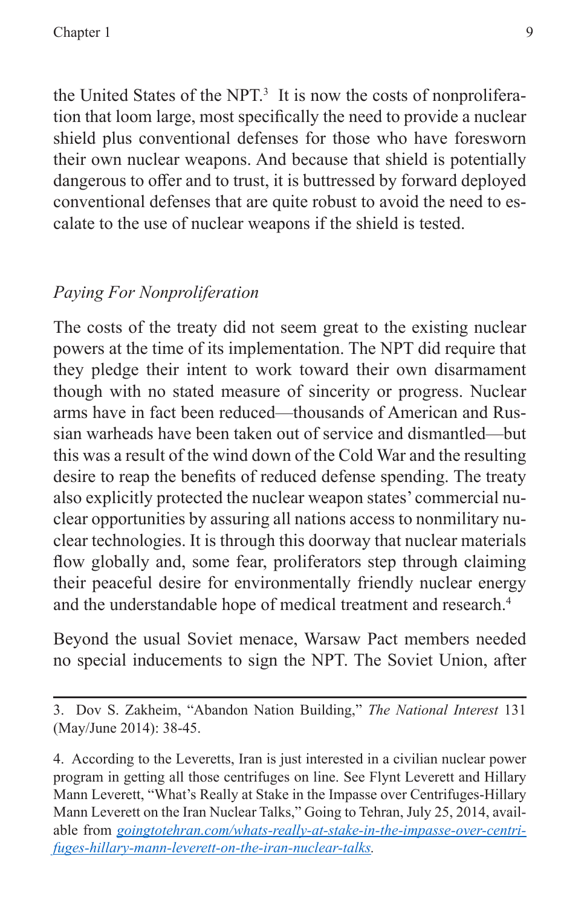the United States of the NPT.[3] It is now the costs of nonproliferation that loom large, most specifically the need to provide a nuclear shield plus conventional defenses for those who have foresworn their own nuclear weapons. And because that shield is potentially dangerous to offer and to trust, it is buttressed by forward deployed conventional defenses that are quite robust to avoid the need to escalate to the use of nuclear weapons if the shield is tested.

*Paying For Nonproliferation*

The costs of the treaty did not seem great to the existing nuclear powers at the time of its implementation. The NPT did require that they pledge their intent to work toward their own disarmament though with no stated measure of sincerity or progress. Nuclear arms have in fact been reduced—thousands of American and Russian warheads have been taken out of service and dismantled—but this was a result of the wind down of the Cold War and the resulting desire to reap the benefits of reduced defense spending. The treaty also explicitly protected the nuclear weapon states' commercial nuclear opportunities by assuring all nations access to nonmilitary nuclear technologies. It is through this doorway that nuclear materials flow globally and, some fear, proliferators step through claiming their peaceful desire for environmentally friendly nuclear energy and the understandable hope of medical treatment and research.[4]

Beyond the usual Soviet menace, Warsaw Pact members needed no special inducements to sign the NPT. The Soviet Union, after

---

3. Dov S. Zakheim, "Abandon Nation Building," *The National Interest* 131 (May/June 2014): 38-45.

4. According to the Leveretts, Iran is just interested in a civilian nuclear power program in getting all those centrifuges on line. See Flynt Leverett and Hillary Mann Leverett, "What's Really at Stake in the Impasse over Centrifuges-Hillary Mann Leverett on the Iran Nuclear Talks," Going to Tehran, July 25, 2014, available from *goingtotehran.com/whats-really-at-stake-in-the-impasse-over-centrifuges-hillary-mann-leverett-on-the-iran-nuclear-talks*.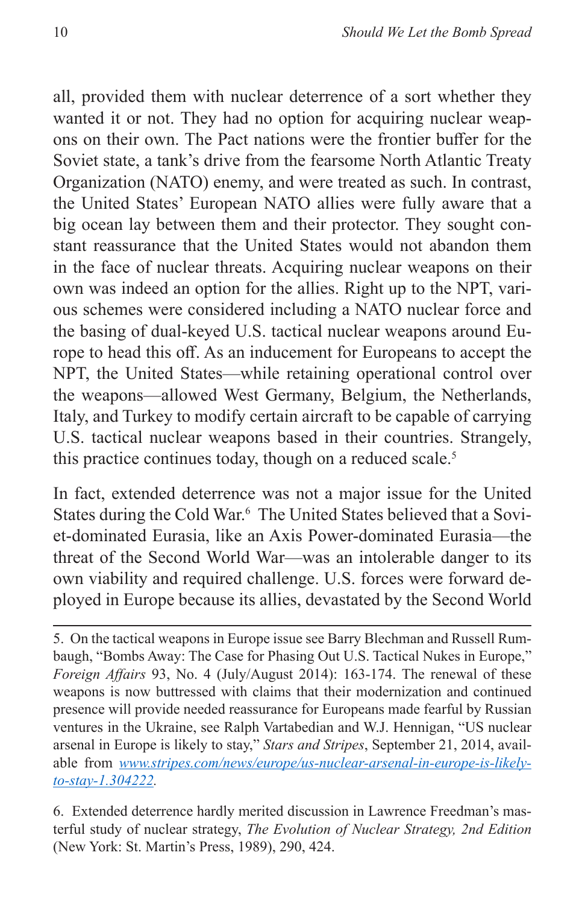all, provided them with nuclear deterrence of a sort whether they wanted it or not. They had no option for acquiring nuclear weapons on their own. The Pact nations were the frontier buffer for the Soviet state, a tank's drive from the fearsome North Atlantic Treaty Organization (NATO) enemy, and were treated as such. In contrast, the United States' European NATO allies were fully aware that a big ocean lay between them and their protector. They sought constant reassurance that the United States would not abandon them in the face of nuclear threats. Acquiring nuclear weapons on their own was indeed an option for the allies. Right up to the NPT, various schemes were considered including a NATO nuclear force and the basing of dual-keyed U.S. tactical nuclear weapons around Europe to head this off. As an inducement for Europeans to accept the NPT, the United States—while retaining operational control over the weapons—allowed West Germany, Belgium, the Netherlands, Italy, and Turkey to modify certain aircraft to be capable of carrying U.S. tactical nuclear weapons based in their countries. Strangely, this practice continues today, though on a reduced scale.[5]

In fact, extended deterrence was not a major issue for the United States during the Cold War.[6] The United States believed that a Soviet-dominated Eurasia, like an Axis Power-dominated Eurasia—the threat of the Second World War—was an intolerable danger to its own viability and required challenge. U.S. forces were forward deployed in Europe because its allies, devastated by the Second World

---

5. On the tactical weapons in Europe issue see Barry Blechman and Russell Rumbaugh, "Bombs Away: The Case for Phasing Out U.S. Tactical Nukes in Europe," *Foreign Affairs* 93, No. 4 (July/August 2014): 163-174. The renewal of these weapons is now buttressed with claims that their modernization and continued presence will provide needed reassurance for Europeans made fearful by Russian ventures in the Ukraine, see Ralph Vartabedian and W.J. Hennigan, "US nuclear arsenal in Europe is likely to stay," *Stars and Stripes*, September 21, 2014, available from *www.stripes.com/news/europe/us-nuclear-arsenal-in-europe-is-likely-to-stay-1.304222*.

6. Extended deterrence hardly merited discussion in Lawrence Freedman's masterful study of nuclear strategy, *The Evolution of Nuclear Strategy, 2nd Edition* (New York: St. Martin's Press, 1989), 290, 424.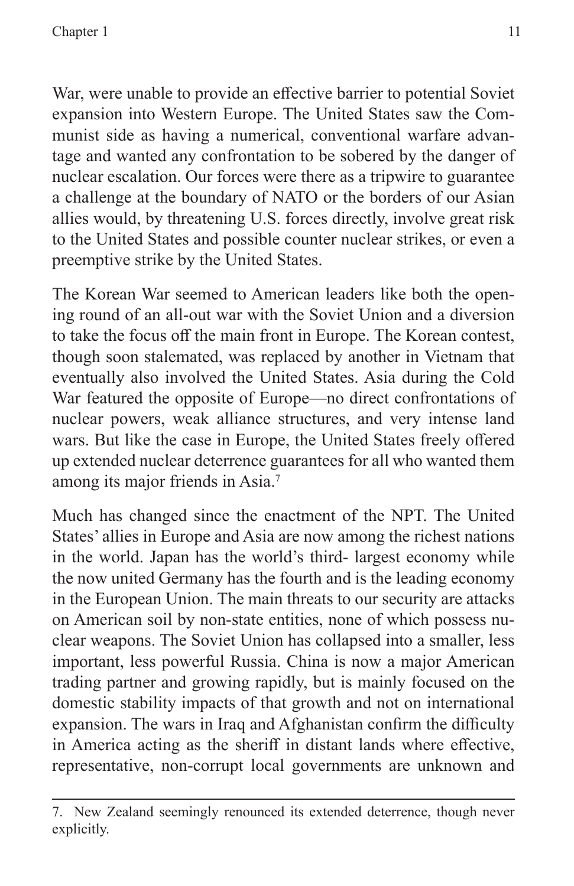War, were unable to provide an effective barrier to potential Soviet expansion into Western Europe. The United States saw the Communist side as having a numerical, conventional warfare advantage and wanted any confrontation to be sobered by the danger of nuclear escalation. Our forces were there as a tripwire to guarantee a challenge at the boundary of NATO or the borders of our Asian allies would, by threatening U.S. forces directly, involve great risk to the United States and possible counter nuclear strikes, or even a preemptive strike by the United States.

The Korean War seemed to American leaders like both the opening round of an all-out war with the Soviet Union and a diversion to take the focus off the main front in Europe. The Korean contest, though soon stalemated, was replaced by another in Vietnam that eventually also involved the United States. Asia during the Cold War featured the opposite of Europe—no direct confrontations of nuclear powers, weak alliance structures, and very intense land wars. But like the case in Europe, the United States freely offered up extended nuclear deterrence guarantees for all who wanted them among its major friends in Asia.[7]

Much has changed since the enactment of the NPT. The United States' allies in Europe and Asia are now among the richest nations in the world. Japan has the world's third- largest economy while the now united Germany has the fourth and is the leading economy in the European Union. The main threats to our security are attacks on American soil by non-state entities, none of which possess nuclear weapons. The Soviet Union has collapsed into a smaller, less important, less powerful Russia. China is now a major American trading partner and growing rapidly, but is mainly focused on the domestic stability impacts of that growth and not on international expansion. The wars in Iraq and Afghanistan confirm the difficulty in America acting as the sheriff in distant lands where effective, representative, non-corrupt local governments are unknown and

7. New Zealand seemingly renounced its extended deterrence, though never explicitly.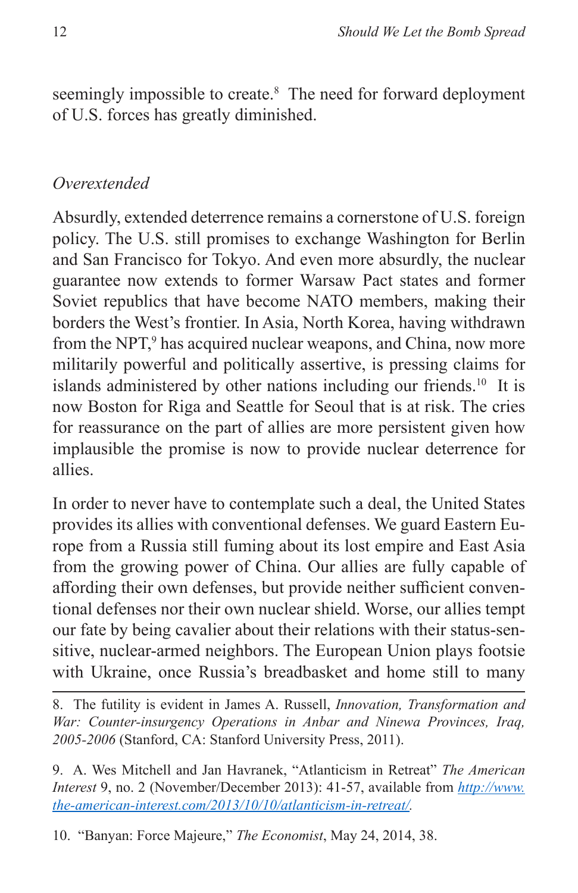seemingly impossible to create.[8] The need for forward deployment of U.S. forces has greatly diminished.

*Overextended*

Absurdly, extended deterrence remains a cornerstone of U.S. foreign policy. The U.S. still promises to exchange Washington for Berlin and San Francisco for Tokyo. And even more absurdly, the nuclear guarantee now extends to former Warsaw Pact states and former Soviet republics that have become NATO members, making their borders the West's frontier. In Asia, North Korea, having withdrawn from the NPT,[9] has acquired nuclear weapons, and China, now more militarily powerful and politically assertive, is pressing claims for islands administered by other nations including our friends.[10] It is now Boston for Riga and Seattle for Seoul that is at risk. The cries for reassurance on the part of allies are more persistent given how implausible the promise is now to provide nuclear deterrence for allies.

In order to never have to contemplate such a deal, the United States provides its allies with conventional defenses. We guard Eastern Europe from a Russia still fuming about its lost empire and East Asia from the growing power of China. Our allies are fully capable of affording their own defenses, but provide neither sufficient conventional defenses nor their own nuclear shield. Worse, our allies tempt our fate by being cavalier about their relations with their status-sensitive, nuclear-armed neighbors. The European Union plays footsie with Ukraine, once Russia's breadbasket and home still to many

---

8. The futility is evident in James A. Russell, *Innovation, Transformation and War: Counter-insurgency Operations in Anbar and Ninewa Provinces, Iraq, 2005-2006* (Stanford, CA: Stanford University Press, 2011).

9. A. Wes Mitchell and Jan Havranek, "Atlanticism in Retreat" *The American Interest* 9, no. 2 (November/December 2013): 41-57, available from *http://www.the-american-interest.com/2013/10/10/atlanticism-in-retreat/*.

10. "Banyan: Force Majeure," *The Economist*, May 24, 2014, 38.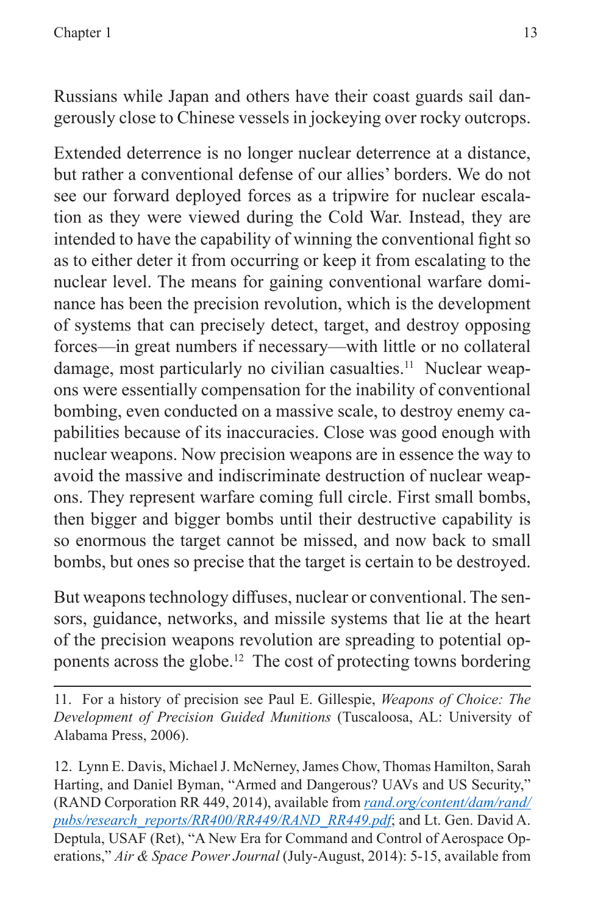Russians while Japan and others have their coast guards sail dangerously close to Chinese vessels in jockeying over rocky outcrops.

Extended deterrence is no longer nuclear deterrence at a distance, but rather a conventional defense of our allies' borders. We do not see our forward deployed forces as a tripwire for nuclear escalation as they were viewed during the Cold War. Instead, they are intended to have the capability of winning the conventional fight so as to either deter it from occurring or keep it from escalating to the nuclear level. The means for gaining conventional warfare dominance has been the precision revolution, which is the development of systems that can precisely detect, target, and destroy opposing forces—in great numbers if necessary—with little or no collateral damage, most particularly no civilian casualties.[11] Nuclear weapons were essentially compensation for the inability of conventional bombing, even conducted on a massive scale, to destroy enemy capabilities because of its inaccuracies. Close was good enough with nuclear weapons. Now precision weapons are in essence the way to avoid the massive and indiscriminate destruction of nuclear weapons. They represent warfare coming full circle. First small bombs, then bigger and bigger bombs until their destructive capability is so enormous the target cannot be missed, and now back to small bombs, but ones so precise that the target is certain to be destroyed.

But weapons technology diffuses, nuclear or conventional. The sensors, guidance, networks, and missile systems that lie at the heart of the precision weapons revolution are spreading to potential opponents across the globe.[12] The cost of protecting towns bordering

---

11. For a history of precision see Paul E. Gillespie, *Weapons of Choice: The Development of Precision Guided Munitions* (Tuscaloosa, AL: University of Alabama Press, 2006).

12. Lynn E. Davis, Michael J. McNerney, James Chow, Thomas Hamilton, Sarah Harting, and Daniel Byman, "Armed and Dangerous? UAVs and US Security," (RAND Corporation RR 449, 2014), available from *rand.org/content/dam/rand/pubs/research_reports/RR400/RR449/RAND_RR449.pdf*; and Lt. Gen. David A. Deptula, USAF (Ret), "A New Era for Command and Control of Aerospace Operations," *Air & Space Power Journal* (July-August, 2014): 5-15, available from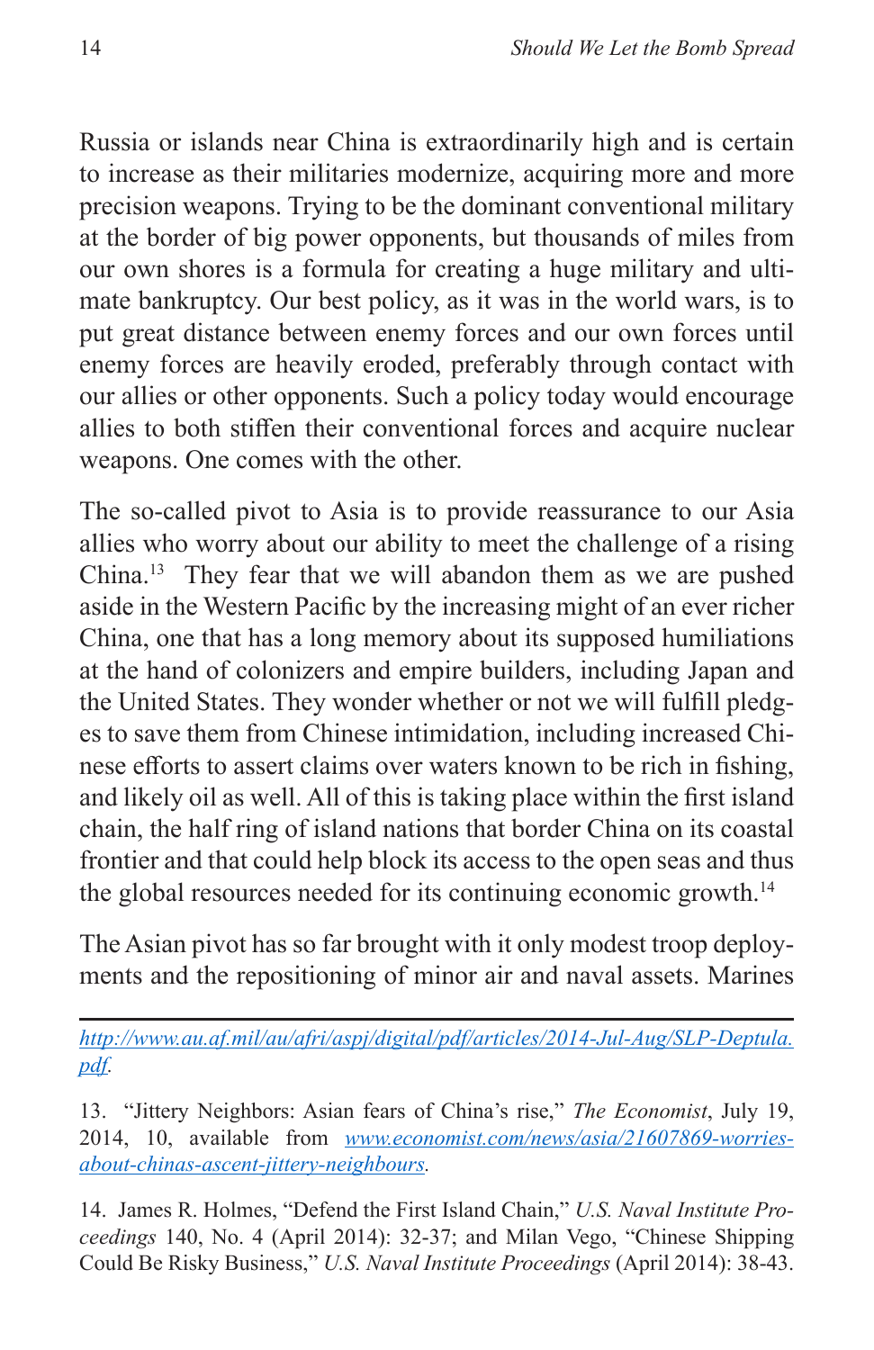Russia or islands near China is extraordinarily high and is certain to increase as their militaries modernize, acquiring more and more precision weapons. Trying to be the dominant conventional military at the border of big power opponents, but thousands of miles from our own shores is a formula for creating a huge military and ultimate bankruptcy. Our best policy, as it was in the world wars, is to put great distance between enemy forces and our own forces until enemy forces are heavily eroded, preferably through contact with our allies or other opponents. Such a policy today would encourage allies to both stiffen their conventional forces and acquire nuclear weapons. One comes with the other.

The so-called pivot to Asia is to provide reassurance to our Asia allies who worry about our ability to meet the challenge of a rising China.[13] They fear that we will abandon them as we are pushed aside in the Western Pacific by the increasing might of an ever richer China, one that has a long memory about its supposed humiliations at the hand of colonizers and empire builders, including Japan and the United States. They wonder whether or not we will fulfill pledges to save them from Chinese intimidation, including increased Chinese efforts to assert claims over waters known to be rich in fishing, and likely oil as well. All of this is taking place within the first island chain, the half ring of island nations that border China on its coastal frontier and that could help block its access to the open seas and thus the global resources needed for its continuing economic growth.[14]

The Asian pivot has so far brought with it only modest troop deployments and the repositioning of minor air and naval assets. Marines

---

*http://www.au.af.mil/au/afri/aspj/digital/pdf/articles/2014-Jul-Aug/SLP-Deptula.pdf.*

13. "Jittery Neighbors: Asian fears of China's rise," *The Economist*, July 19, 2014, 10, available from *www.economist.com/news/asia/21607869-worries-about-chinas-ascent-jittery-neighbours.*

14. James R. Holmes, "Defend the First Island Chain," *U.S. Naval Institute Proceedings* 140, No. 4 (April 2014): 32-37; and Milan Vego, "Chinese Shipping Could Be Risky Business," *U.S. Naval Institute Proceedings* (April 2014): 38-43.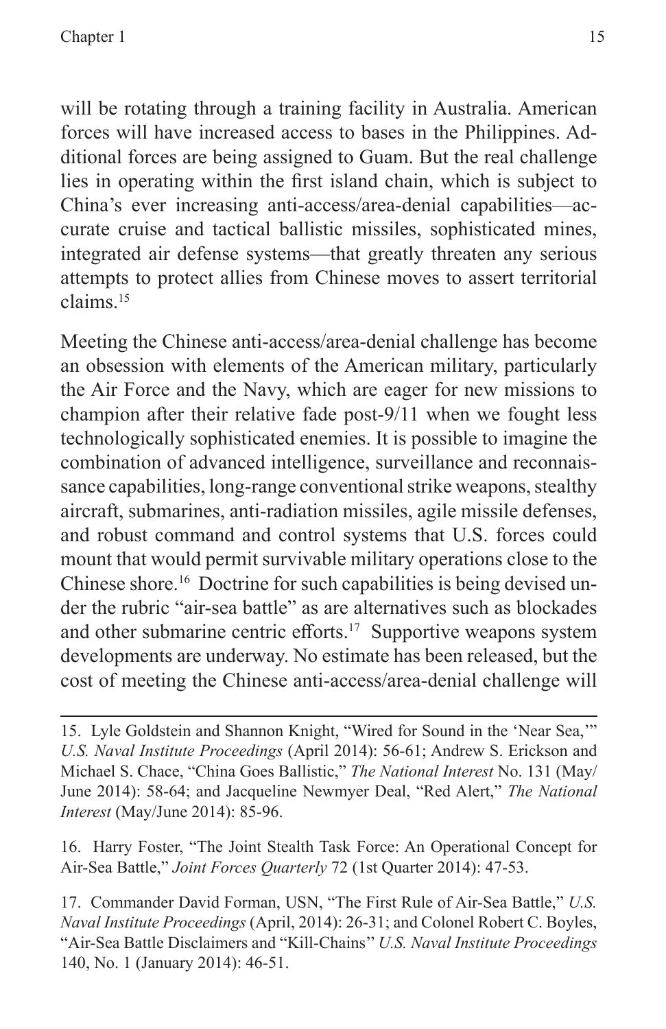will be rotating through a training facility in Australia. American forces will have increased access to bases in the Philippines. Additional forces are being assigned to Guam. But the real challenge lies in operating within the first island chain, which is subject to China's ever increasing anti-access/area-denial capabilities—accurate cruise and tactical ballistic missiles, sophisticated mines, integrated air defense systems—that greatly threaten any serious attempts to protect allies from Chinese moves to assert territorial claims.[15]

Meeting the Chinese anti-access/area-denial challenge has become an obsession with elements of the American military, particularly the Air Force and the Navy, which are eager for new missions to champion after their relative fade post-9/11 when we fought less technologically sophisticated enemies. It is possible to imagine the combination of advanced intelligence, surveillance and reconnaissance capabilities, long-range conventional strike weapons, stealthy aircraft, submarines, anti-radiation missiles, agile missile defenses, and robust command and control systems that U.S. forces could mount that would permit survivable military operations close to the Chinese shore.[16] Doctrine for such capabilities is being devised under the rubric "air-sea battle" as are alternatives such as blockades and other submarine centric efforts.[17] Supportive weapons system developments are underway. No estimate has been released, but the cost of meeting the Chinese anti-access/area-denial challenge will

---

15. Lyle Goldstein and Shannon Knight, "Wired for Sound in the 'Near Sea,'" *U.S. Naval Institute Proceedings* (April 2014): 56-61; Andrew S. Erickson and Michael S. Chace, "China Goes Ballistic," *The National Interest* No. 131 (May/June 2014): 58-64; and Jacqueline Newmyer Deal, "Red Alert," *The National Interest* (May/June 2014): 85-96.

16. Harry Foster, "The Joint Stealth Task Force: An Operational Concept for Air-Sea Battle," *Joint Forces Quarterly* 72 (1st Quarter 2014): 47-53.

17. Commander David Forman, USN, "The First Rule of Air-Sea Battle," *U.S. Naval Institute Proceedings* (April, 2014): 26-31; and Colonel Robert C. Boyles, "Air-Sea Battle Disclaimers and "Kill-Chains'' *U.S. Naval Institute Proceedings* 140, No. 1 (January 2014): 46-51.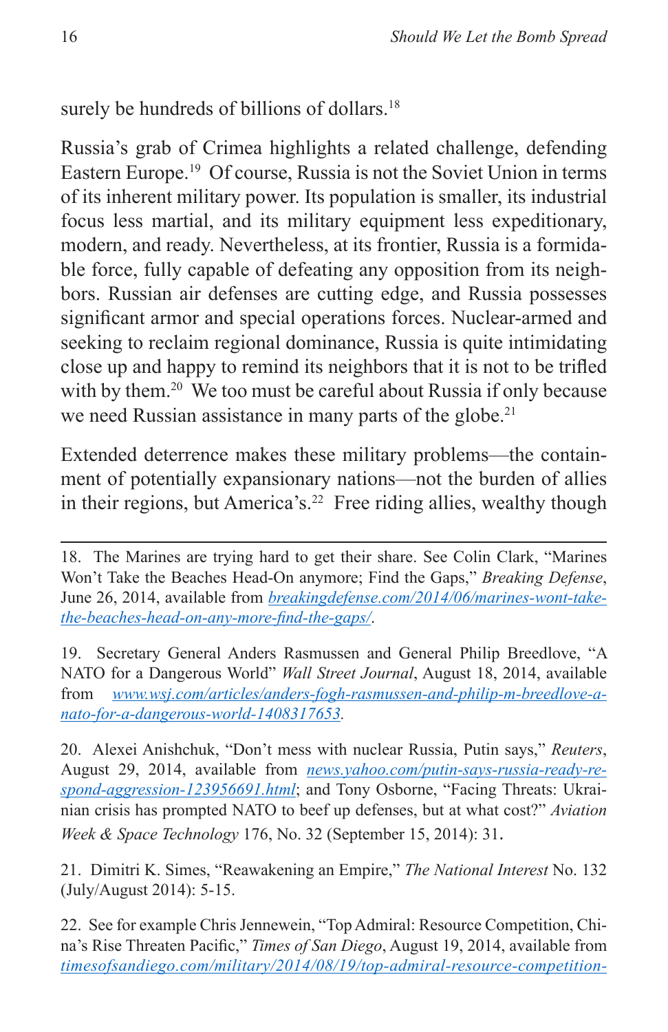surely be hundreds of billions of dollars.[18]

Russia's grab of Crimea highlights a related challenge, defending Eastern Europe.[19] Of course, Russia is not the Soviet Union in terms of its inherent military power. Its population is smaller, its industrial focus less martial, and its military equipment less expeditionary, modern, and ready. Nevertheless, at its frontier, Russia is a formidable force, fully capable of defeating any opposition from its neighbors. Russian air defenses are cutting edge, and Russia possesses significant armor and special operations forces. Nuclear-armed and seeking to reclaim regional dominance, Russia is quite intimidating close up and happy to remind its neighbors that it is not to be trifled with by them.[20] We too must be careful about Russia if only because we need Russian assistance in many parts of the globe.[21]

Extended deterrence makes these military problems—the containment of potentially expansionary nations—not the burden of allies in their regions, but America's.[22] Free riding allies, wealthy though

---

18. The Marines are trying hard to get their share. See Colin Clark, "Marines Won't Take the Beaches Head-On anymore; Find the Gaps," *Breaking Defense*, June 26, 2014, available from *breakingdefense.com/2014/06/marines-wont-take-the-beaches-head-on-any-more-find-the-gaps/*.

19. Secretary General Anders Rasmussen and General Philip Breedlove, "A NATO for a Dangerous World" *Wall Street Journal*, August 18, 2014, available from *www.wsj.com/articles/anders-fogh-rasmussen-and-philip-m-breedlove-a-nato-for-a-dangerous-world-1408317653*.

20. Alexei Anishchuk, "Don't mess with nuclear Russia, Putin says," *Reuters*, August 29, 2014, available from *news.yahoo.com/putin-says-russia-ready-respond-aggression-123956691.html*; and Tony Osborne, "Facing Threats: Ukrainian crisis has prompted NATO to beef up defenses, but at what cost?" *Aviation Week & Space Technology* 176, No. 32 (September 15, 2014): 31.

21. Dimitri K. Simes, "Reawakening an Empire," *The National Interest* No. 132 (July/August 2014): 5-15.

22. See for example Chris Jennewein, "Top Admiral: Resource Competition, China's Rise Threaten Pacific," *Times of San Diego*, August 19, 2014, available from *timesofsandiego.com/military/2014/08/19/top-admiral-resource-competition-*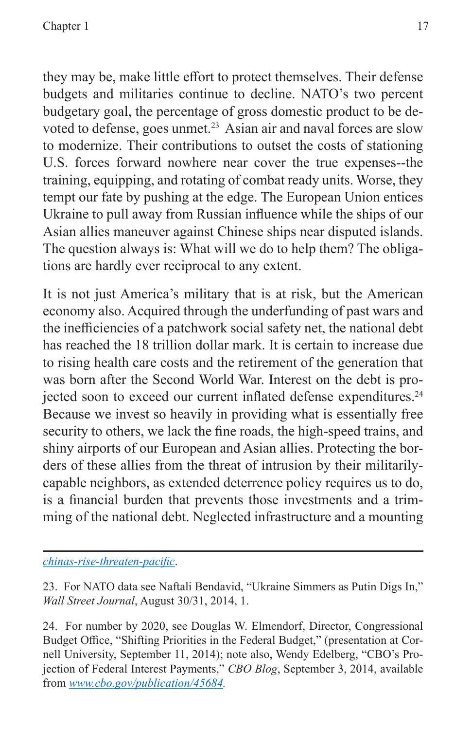they may be, make little effort to protect themselves. Their defense budgets and militaries continue to decline. NATO's two percent budgetary goal, the percentage of gross domestic product to be devoted to defense, goes unmet.[23] Asian air and naval forces are slow to modernize. Their contributions to outset the costs of stationing U.S. forces forward nowhere near cover the true expenses--the training, equipping, and rotating of combat ready units. Worse, they tempt our fate by pushing at the edge. The European Union entices Ukraine to pull away from Russian influence while the ships of our Asian allies maneuver against Chinese ships near disputed islands. The question always is: What will we do to help them? The obligations are hardly ever reciprocal to any extent.

It is not just America's military that is at risk, but the American economy also. Acquired through the underfunding of past wars and the inefficiencies of a patchwork social safety net, the national debt has reached the 18 trillion dollar mark. It is certain to increase due to rising health care costs and the retirement of the generation that was born after the Second World War. Interest on the debt is projected soon to exceed our current inflated defense expenditures.[24] Because we invest so heavily in providing what is essentially free security to others, we lack the fine roads, the high-speed trains, and shiny airports of our European and Asian allies. Protecting the borders of these allies from the threat of intrusion by their militarily-capable neighbors, as extended deterrence policy requires us to do, is a financial burden that prevents those investments and a trimming of the national debt. Neglected infrastructure and a mounting

---

*chinas-rise-threaten-pacific*.

23. For NATO data see Naftali Bendavid, "Ukraine Simmers as Putin Digs In," *Wall Street Journal*, August 30/31, 2014, 1.

24. For number by 2020, see Douglas W. Elmendorf, Director, Congressional Budget Office, "Shifting Priorities in the Federal Budget," (presentation at Cornell University, September 11, 2014); note also, Wendy Edelberg, "CBO's Projection of Federal Interest Payments," *CBO Blog*, September 3, 2014, available from *www.cbo.gov/publication/45684*.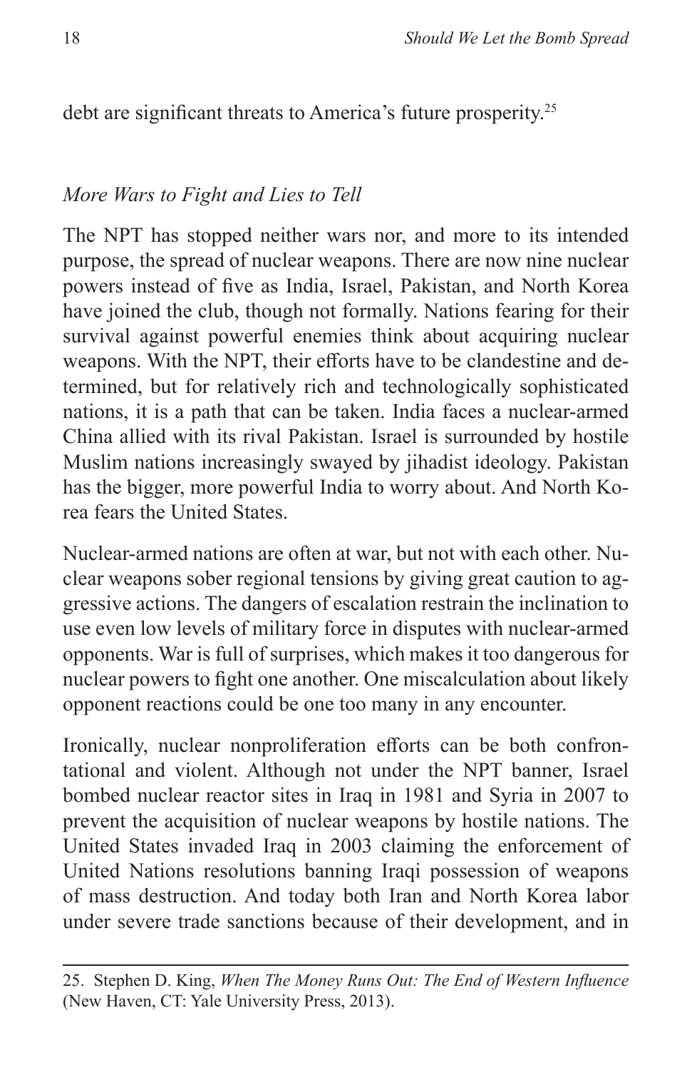debt are significant threats to America's future prosperity.[25]

*More Wars to Fight and Lies to Tell*

The NPT has stopped neither wars nor, and more to its intended purpose, the spread of nuclear weapons. There are now nine nuclear powers instead of five as India, Israel, Pakistan, and North Korea have joined the club, though not formally. Nations fearing for their survival against powerful enemies think about acquiring nuclear weapons. With the NPT, their efforts have to be clandestine and determined, but for relatively rich and technologically sophisticated nations, it is a path that can be taken. India faces a nuclear-armed China allied with its rival Pakistan. Israel is surrounded by hostile Muslim nations increasingly swayed by jihadist ideology. Pakistan has the bigger, more powerful India to worry about. And North Korea fears the United States.

Nuclear-armed nations are often at war, but not with each other. Nuclear weapons sober regional tensions by giving great caution to aggressive actions. The dangers of escalation restrain the inclination to use even low levels of military force in disputes with nuclear-armed opponents. War is full of surprises, which makes it too dangerous for nuclear powers to fight one another. One miscalculation about likely opponent reactions could be one too many in any encounter.

Ironically, nuclear nonproliferation efforts can be both confrontational and violent. Although not under the NPT banner, Israel bombed nuclear reactor sites in Iraq in 1981 and Syria in 2007 to prevent the acquisition of nuclear weapons by hostile nations. The United States invaded Iraq in 2003 claiming the enforcement of United Nations resolutions banning Iraqi possession of weapons of mass destruction. And today both Iran and North Korea labor under severe trade sanctions because of their development, and in

25. Stephen D. King, *When The Money Runs Out: The End of Western Influence* (New Haven, CT: Yale University Press, 2013).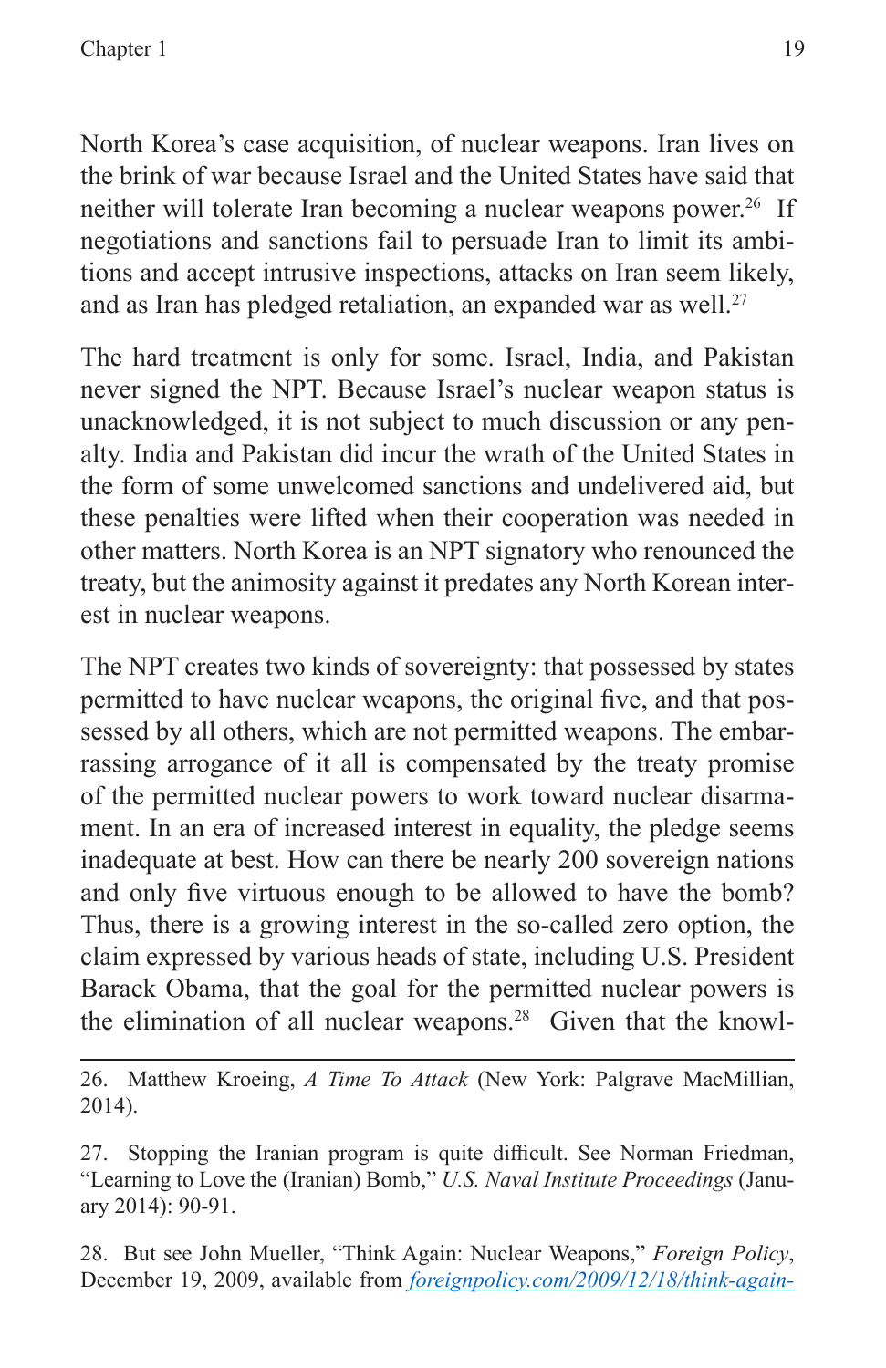North Korea's case acquisition, of nuclear weapons. Iran lives on the brink of war because Israel and the United States have said that neither will tolerate Iran becoming a nuclear weapons power.[26] If negotiations and sanctions fail to persuade Iran to limit its ambitions and accept intrusive inspections, attacks on Iran seem likely, and as Iran has pledged retaliation, an expanded war as well.[27]

The hard treatment is only for some. Israel, India, and Pakistan never signed the NPT. Because Israel's nuclear weapon status is unacknowledged, it is not subject to much discussion or any penalty. India and Pakistan did incur the wrath of the United States in the form of some unwelcomed sanctions and undelivered aid, but these penalties were lifted when their cooperation was needed in other matters. North Korea is an NPT signatory who renounced the treaty, but the animosity against it predates any North Korean interest in nuclear weapons.

The NPT creates two kinds of sovereignty: that possessed by states permitted to have nuclear weapons, the original five, and that possessed by all others, which are not permitted weapons. The embarrassing arrogance of it all is compensated by the treaty promise of the permitted nuclear powers to work toward nuclear disarmament. In an era of increased interest in equality, the pledge seems inadequate at best. How can there be nearly 200 sovereign nations and only five virtuous enough to be allowed to have the bomb? Thus, there is a growing interest in the so-called zero option, the claim expressed by various heads of state, including U.S. President Barack Obama, that the goal for the permitted nuclear powers is the elimination of all nuclear weapons.[28] Given that the knowl-

---

26. Matthew Kroeing, *A Time To Attack* (New York: Palgrave MacMillian, 2014).

27. Stopping the Iranian program is quite difficult. See Norman Friedman, "Learning to Love the (Iranian) Bomb," *U.S. Naval Institute Proceedings* (January 2014): 90-91.

28. But see John Mueller, "Think Again: Nuclear Weapons," *Foreign Policy*, December 19, 2009, available from *foreignpolicy.com/2009/12/18/think-again-*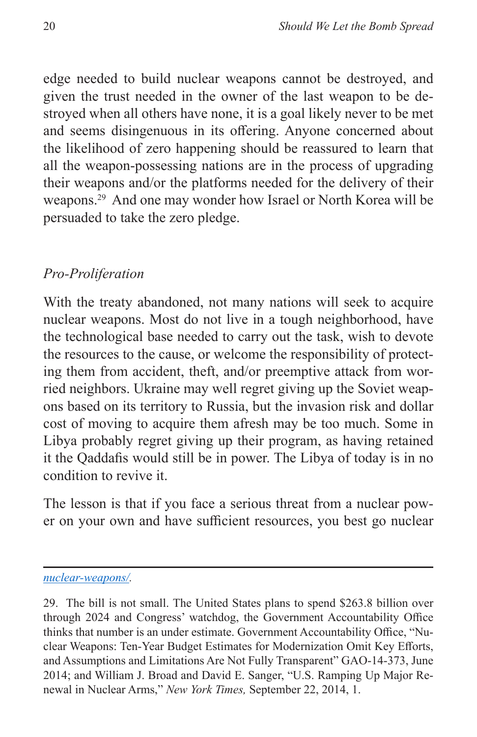edge needed to build nuclear weapons cannot be destroyed, and given the trust needed in the owner of the last weapon to be destroyed when all others have none, it is a goal likely never to be met and seems disingenuous in its offering. Anyone concerned about the likelihood of zero happening should be reassured to learn that all the weapon-possessing nations are in the process of upgrading their weapons and/or the platforms needed for the delivery of their weapons.[29] And one may wonder how Israel or North Korea will be persuaded to take the zero pledge.

### *Pro-Proliferation*

With the treaty abandoned, not many nations will seek to acquire nuclear weapons. Most do not live in a tough neighborhood, have the technological base needed to carry out the task, wish to devote the resources to the cause, or welcome the responsibility of protecting them from accident, theft, and/or preemptive attack from worried neighbors. Ukraine may well regret giving up the Soviet weapons based on its territory to Russia, but the invasion risk and dollar cost of moving to acquire them afresh may be too much. Some in Libya probably regret giving up their program, as having retained it the Qaddafis would still be in power. The Libya of today is in no condition to revive it.

The lesson is that if you face a serious threat from a nuclear power on your own and have sufficient resources, you best go nuclear

---

nuclear-weapons/.

29. The bill is not small. The United States plans to spend $263.8 billion over through 2024 and Congress' watchdog, the Government Accountability Office thinks that number is an under estimate. Government Accountability Office, "Nuclear Weapons: Ten-Year Budget Estimates for Modernization Omit Key Efforts, and Assumptions and Limitations Are Not Fully Transparent" GAO-14-373, June 2014; and William J. Broad and David E. Sanger, "U.S. Ramping Up Major Renewal in Nuclear Arms," *New York Times,* September 22, 2014, 1.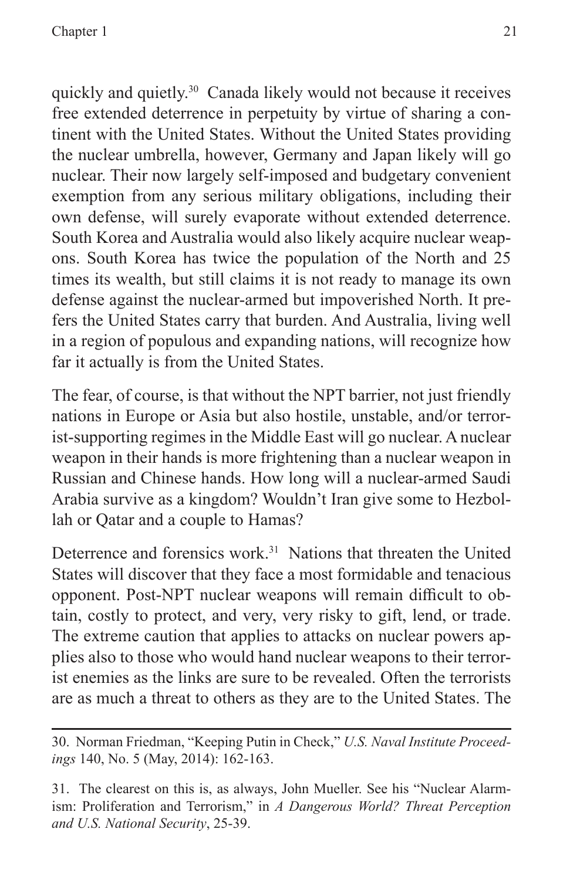quickly and quietly.[30] Canada likely would not because it receives free extended deterrence in perpetuity by virtue of sharing a continent with the United States. Without the United States providing the nuclear umbrella, however, Germany and Japan likely will go nuclear. Their now largely self-imposed and budgetary convenient exemption from any serious military obligations, including their own defense, will surely evaporate without extended deterrence. South Korea and Australia would also likely acquire nuclear weapons. South Korea has twice the population of the North and 25 times its wealth, but still claims it is not ready to manage its own defense against the nuclear-armed but impoverished North. It prefers the United States carry that burden. And Australia, living well in a region of populous and expanding nations, will recognize how far it actually is from the United States.

The fear, of course, is that without the NPT barrier, not just friendly nations in Europe or Asia but also hostile, unstable, and/or terrorist-supporting regimes in the Middle East will go nuclear. A nuclear weapon in their hands is more frightening than a nuclear weapon in Russian and Chinese hands. How long will a nuclear-armed Saudi Arabia survive as a kingdom? Wouldn't Iran give some to Hezbollah or Qatar and a couple to Hamas?

Deterrence and forensics work.[31] Nations that threaten the United States will discover that they face a most formidable and tenacious opponent. Post-NPT nuclear weapons will remain difficult to obtain, costly to protect, and very, very risky to gift, lend, or trade. The extreme caution that applies to attacks on nuclear powers applies also to those who would hand nuclear weapons to their terrorist enemies as the links are sure to be revealed. Often the terrorists are as much a threat to others as they are to the United States. The

---

30. Norman Friedman, "Keeping Putin in Check," *U.S. Naval Institute Proceedings* 140, No. 5 (May, 2014): 162-163.

31. The clearest on this is, as always, John Mueller. See his "Nuclear Alarmism: Proliferation and Terrorism," in *A Dangerous World? Threat Perception and U.S. National Security*, 25-39.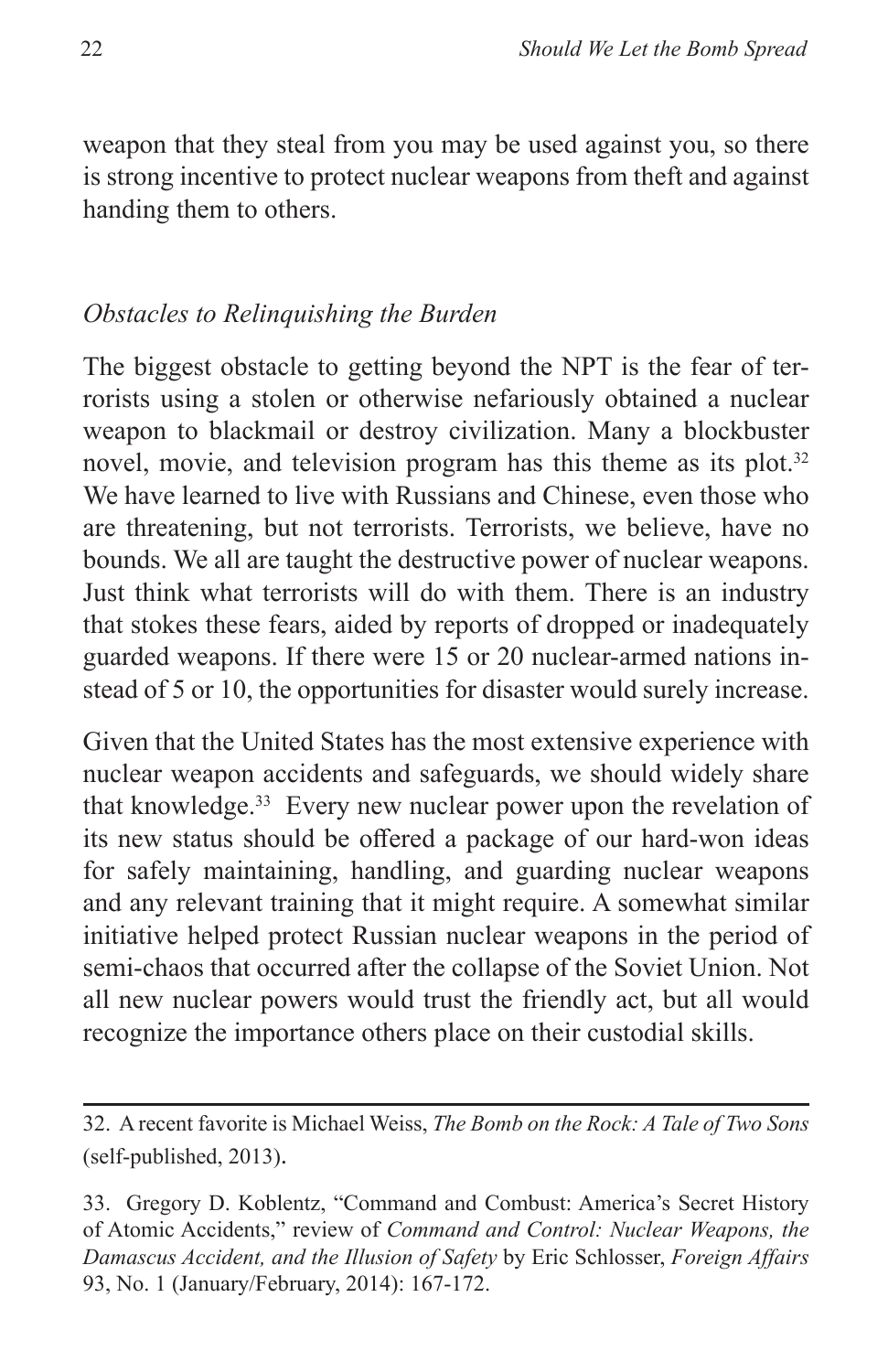weapon that they steal from you may be used against you, so there is strong incentive to protect nuclear weapons from theft and against handing them to others.

### *Obstacles to Relinquishing the Burden*

The biggest obstacle to getting beyond the NPT is the fear of terrorists using a stolen or otherwise nefariously obtained a nuclear weapon to blackmail or destroy civilization. Many a blockbuster novel, movie, and television program has this theme as its plot.[32] We have learned to live with Russians and Chinese, even those who are threatening, but not terrorists. Terrorists, we believe, have no bounds. We all are taught the destructive power of nuclear weapons. Just think what terrorists will do with them. There is an industry that stokes these fears, aided by reports of dropped or inadequately guarded weapons. If there were 15 or 20 nuclear-armed nations instead of 5 or 10, the opportunities for disaster would surely increase.

Given that the United States has the most extensive experience with nuclear weapon accidents and safeguards, we should widely share that knowledge.[33] Every new nuclear power upon the revelation of its new status should be offered a package of our hard-won ideas for safely maintaining, handling, and guarding nuclear weapons and any relevant training that it might require. A somewhat similar initiative helped protect Russian nuclear weapons in the period of semi-chaos that occurred after the collapse of the Soviet Union. Not all new nuclear powers would trust the friendly act, but all would recognize the importance others place on their custodial skills.

---

32. A recent favorite is Michael Weiss, *The Bomb on the Rock: A Tale of Two Sons* (self-published, 2013).

33. Gregory D. Koblentz, "Command and Combust: America's Secret History of Atomic Accidents," review of *Command and Control: Nuclear Weapons, the Damascus Accident, and the Illusion of Safety* by Eric Schlosser, *Foreign Affairs* 93, No. 1 (January/February, 2014): 167-172.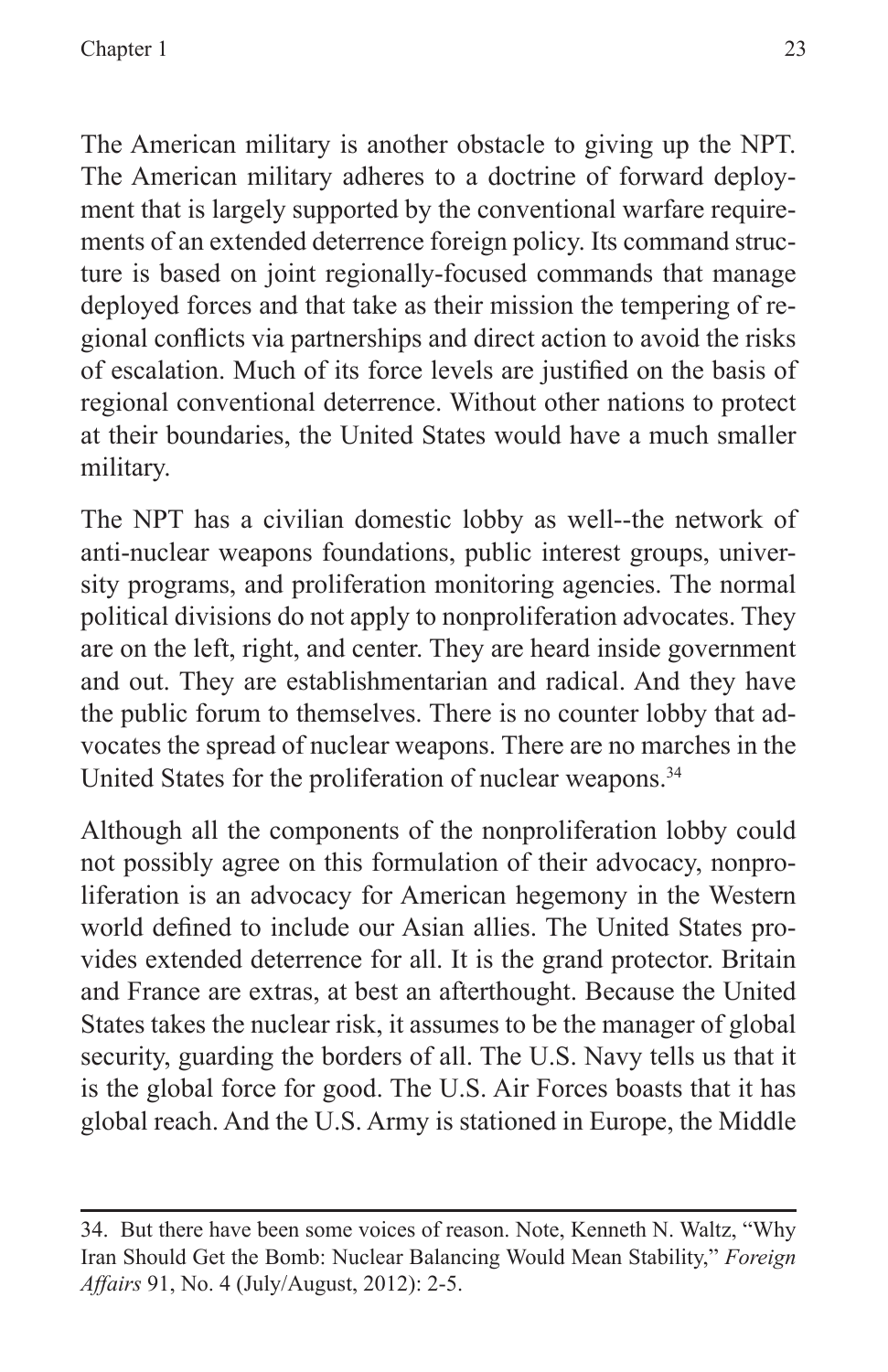The American military is another obstacle to giving up the NPT. The American military adheres to a doctrine of forward deployment that is largely supported by the conventional warfare requirements of an extended deterrence foreign policy. Its command structure is based on joint regionally-focused commands that manage deployed forces and that take as their mission the tempering of regional conflicts via partnerships and direct action to avoid the risks of escalation. Much of its force levels are justified on the basis of regional conventional deterrence. Without other nations to protect at their boundaries, the United States would have a much smaller military.

The NPT has a civilian domestic lobby as well--the network of anti-nuclear weapons foundations, public interest groups, university programs, and proliferation monitoring agencies. The normal political divisions do not apply to nonproliferation advocates. They are on the left, right, and center. They are heard inside government and out. They are establishmentarian and radical. And they have the public forum to themselves. There is no counter lobby that advocates the spread of nuclear weapons. There are no marches in the United States for the proliferation of nuclear weapons.[34]

Although all the components of the nonproliferation lobby could not possibly agree on this formulation of their advocacy, nonproliferation is an advocacy for American hegemony in the Western world defined to include our Asian allies. The United States provides extended deterrence for all. It is the grand protector. Britain and France are extras, at best an afterthought. Because the United States takes the nuclear risk, it assumes to be the manager of global security, guarding the borders of all. The U.S. Navy tells us that it is the global force for good. The U.S. Air Forces boasts that it has global reach. And the U.S. Army is stationed in Europe, the Middle

---

34. But there have been some voices of reason. Note, Kenneth N. Waltz, "Why Iran Should Get the Bomb: Nuclear Balancing Would Mean Stability," *Foreign Affairs* 91, No. 4 (July/August, 2012): 2-5.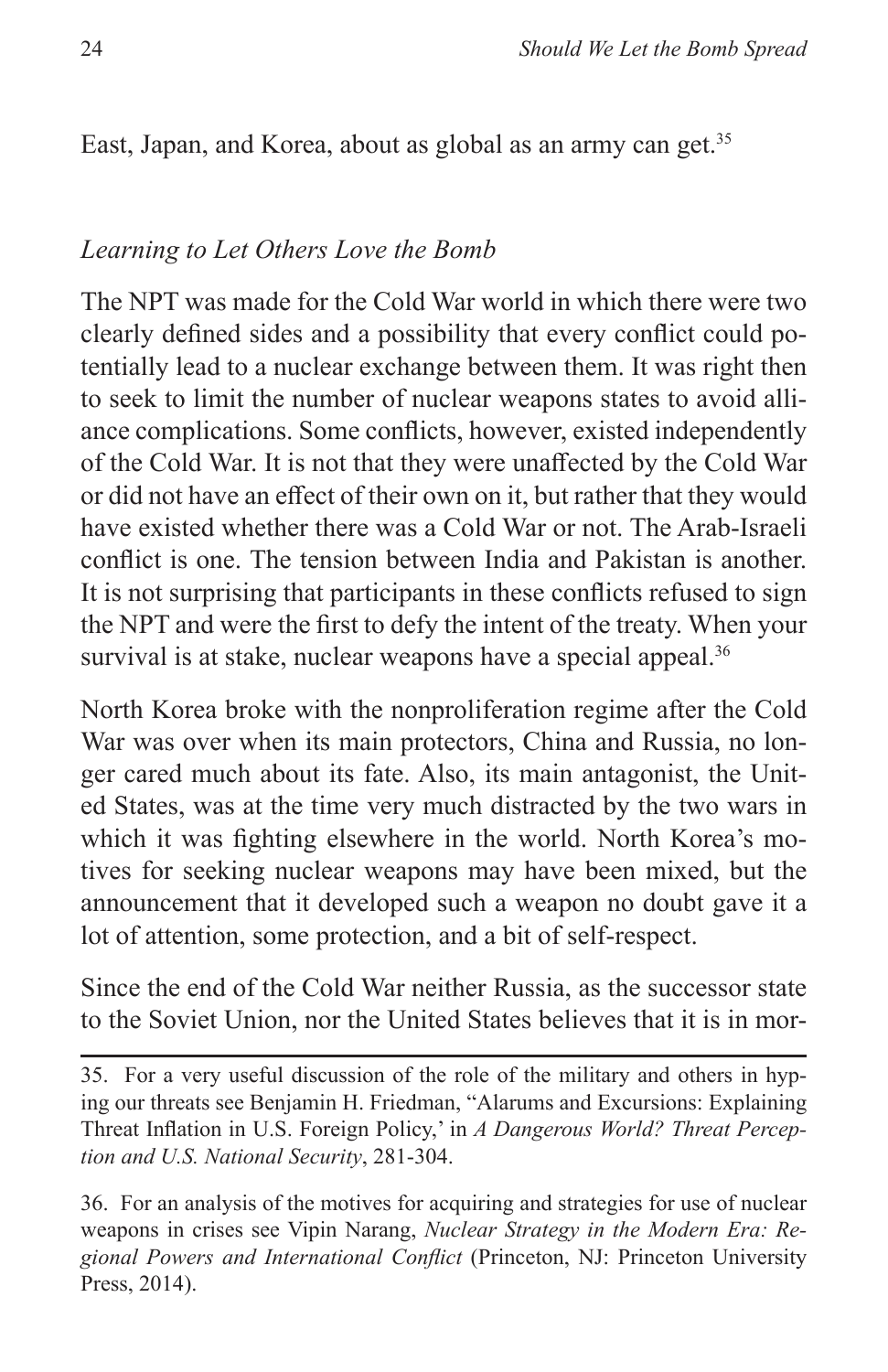East, Japan, and Korea, about as global as an army can get.[35]

## *Learning to Let Others Love the Bomb*

The NPT was made for the Cold War world in which there were two clearly defined sides and a possibility that every conflict could potentially lead to a nuclear exchange between them. It was right then to seek to limit the number of nuclear weapons states to avoid alliance complications. Some conflicts, however, existed independently of the Cold War. It is not that they were unaffected by the Cold War or did not have an effect of their own on it, but rather that they would have existed whether there was a Cold War or not. The Arab-Israeli conflict is one. The tension between India and Pakistan is another. It is not surprising that participants in these conflicts refused to sign the NPT and were the first to defy the intent of the treaty. When your survival is at stake, nuclear weapons have a special appeal.[36]

North Korea broke with the nonproliferation regime after the Cold War was over when its main protectors, China and Russia, no longer cared much about its fate. Also, its main antagonist, the United States, was at the time very much distracted by the two wars in which it was fighting elsewhere in the world. North Korea's motives for seeking nuclear weapons may have been mixed, but the announcement that it developed such a weapon no doubt gave it a lot of attention, some protection, and a bit of self-respect.

Since the end of the Cold War neither Russia, as the successor state to the Soviet Union, nor the United States believes that it is in mor-

---

35. For a very useful discussion of the role of the military and others in hyping our threats see Benjamin H. Friedman, "Alarums and Excursions: Explaining Threat Inflation in U.S. Foreign Policy,' in *A Dangerous World? Threat Perception and U.S. National Security*, 281-304.

36. For an analysis of the motives for acquiring and strategies for use of nuclear weapons in crises see Vipin Narang, *Nuclear Strategy in the Modern Era: Regional Powers and International Conflict* (Princeton, NJ: Princeton University Press, 2014).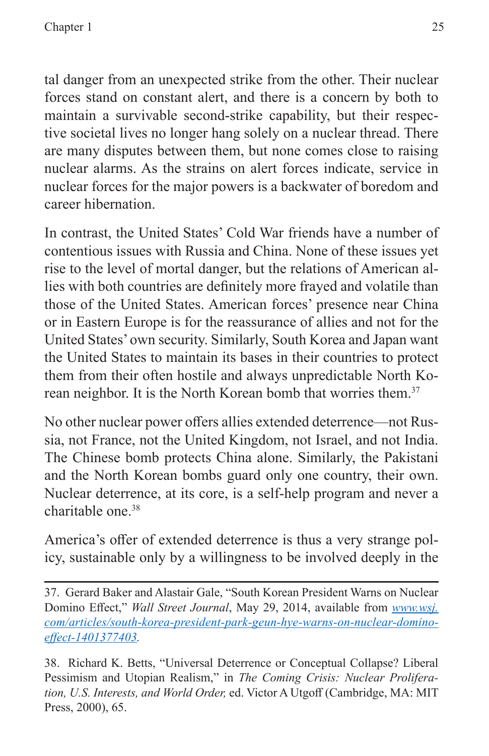tal danger from an unexpected strike from the other. Their nuclear forces stand on constant alert, and there is a concern by both to maintain a survivable second-strike capability, but their respective societal lives no longer hang solely on a nuclear thread. There are many disputes between them, but none comes close to raising nuclear alarms. As the strains on alert forces indicate, service in nuclear forces for the major powers is a backwater of boredom and career hibernation.

In contrast, the United States' Cold War friends have a number of contentious issues with Russia and China. None of these issues yet rise to the level of mortal danger, but the relations of American allies with both countries are definitely more frayed and volatile than those of the United States. American forces' presence near China or in Eastern Europe is for the reassurance of allies and not for the United States' own security. Similarly, South Korea and Japan want the United States to maintain its bases in their countries to protect them from their often hostile and always unpredictable North Korean neighbor. It is the North Korean bomb that worries them.[37]

No other nuclear power offers allies extended deterrence—not Russia, not France, not the United Kingdom, not Israel, and not India. The Chinese bomb protects China alone. Similarly, the Pakistani and the North Korean bombs guard only one country, their own. Nuclear deterrence, at its core, is a self-help program and never a charitable one.[38]

America's offer of extended deterrence is thus a very strange policy, sustainable only by a willingness to be involved deeply in the

---

37. Gerard Baker and Alastair Gale, "South Korean President Warns on Nuclear Domino Effect," *Wall Street Journal*, May 29, 2014, available from *www.wsj.com/articles/south-korea-president-park-geun-hye-warns-on-nuclear-domino-effect-1401377403*.

38. Richard K. Betts, "Universal Deterrence or Conceptual Collapse? Liberal Pessimism and Utopian Realism," in *The Coming Crisis: Nuclear Proliferation, U.S. Interests, and World Order,* ed. Victor A Utgoff (Cambridge, MA: MIT Press, 2000), 65.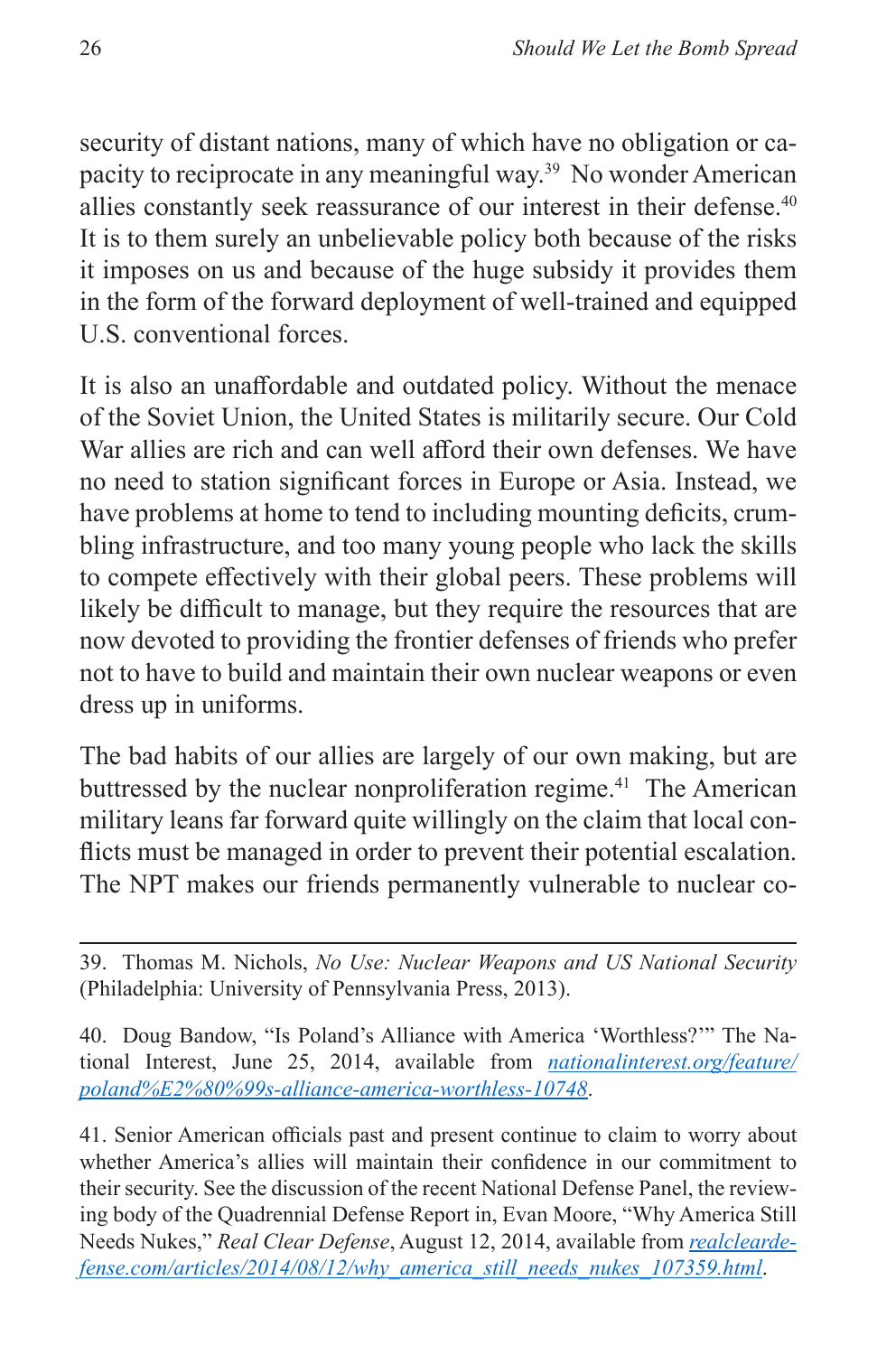security of distant nations, many of which have no obligation or capacity to reciprocate in any meaningful way.[39] No wonder American allies constantly seek reassurance of our interest in their defense.[40] It is to them surely an unbelievable policy both because of the risks it imposes on us and because of the huge subsidy it provides them in the form of the forward deployment of well-trained and equipped U.S. conventional forces.

It is also an unaffordable and outdated policy. Without the menace of the Soviet Union, the United States is militarily secure. Our Cold War allies are rich and can well afford their own defenses. We have no need to station significant forces in Europe or Asia. Instead, we have problems at home to tend to including mounting deficits, crumbling infrastructure, and too many young people who lack the skills to compete effectively with their global peers. These problems will likely be difficult to manage, but they require the resources that are now devoted to providing the frontier defenses of friends who prefer not to have to build and maintain their own nuclear weapons or even dress up in uniforms.

The bad habits of our allies are largely of our own making, but are buttressed by the nuclear nonproliferation regime.[41] The American military leans far forward quite willingly on the claim that local conflicts must be managed in order to prevent their potential escalation. The NPT makes our friends permanently vulnerable to nuclear co-

---

39. Thomas M. Nichols, *No Use: Nuclear Weapons and US National Security* (Philadelphia: University of Pennsylvania Press, 2013).

40. Doug Bandow, "Is Poland's Alliance with America 'Worthless?'" The National Interest, June 25, 2014, available from *nationalinterest.org/feature/poland%E2%80%99s-alliance-america-worthless-10748*.

41. Senior American officials past and present continue to claim to worry about whether America's allies will maintain their confidence in our commitment to their security. See the discussion of the recent National Defense Panel, the reviewing body of the Quadrennial Defense Report in, Evan Moore, "Why America Still Needs Nukes," *Real Clear Defense*, August 12, 2014, available from *realcleardefense.com/articles/2014/08/12/why_america_still_needs_nukes_107359.html*.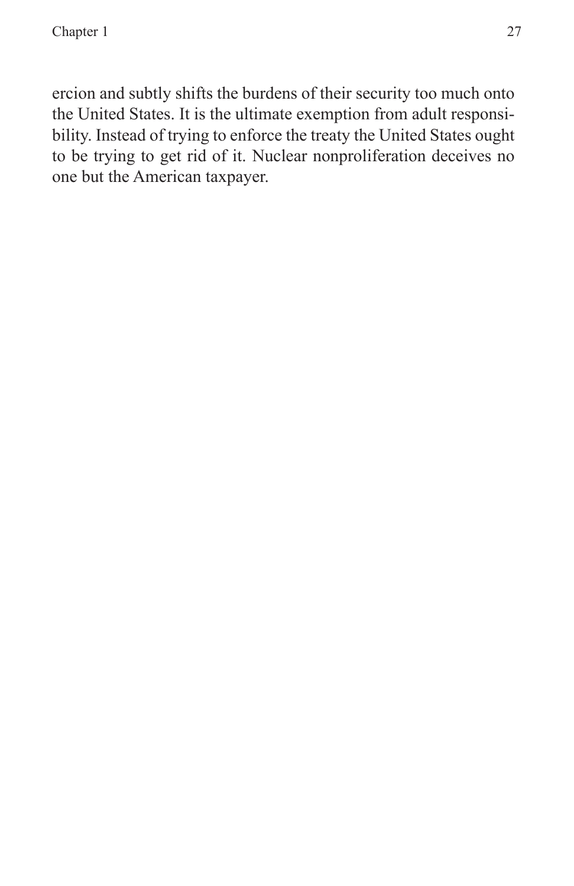ercion and subtly shifts the burdens of their security too much onto the United States. It is the ultimate exemption from adult responsibility. Instead of trying to enforce the treaty the United States ought to be trying to get rid of it. Nuclear nonproliferation deceives no one but the American taxpayer.